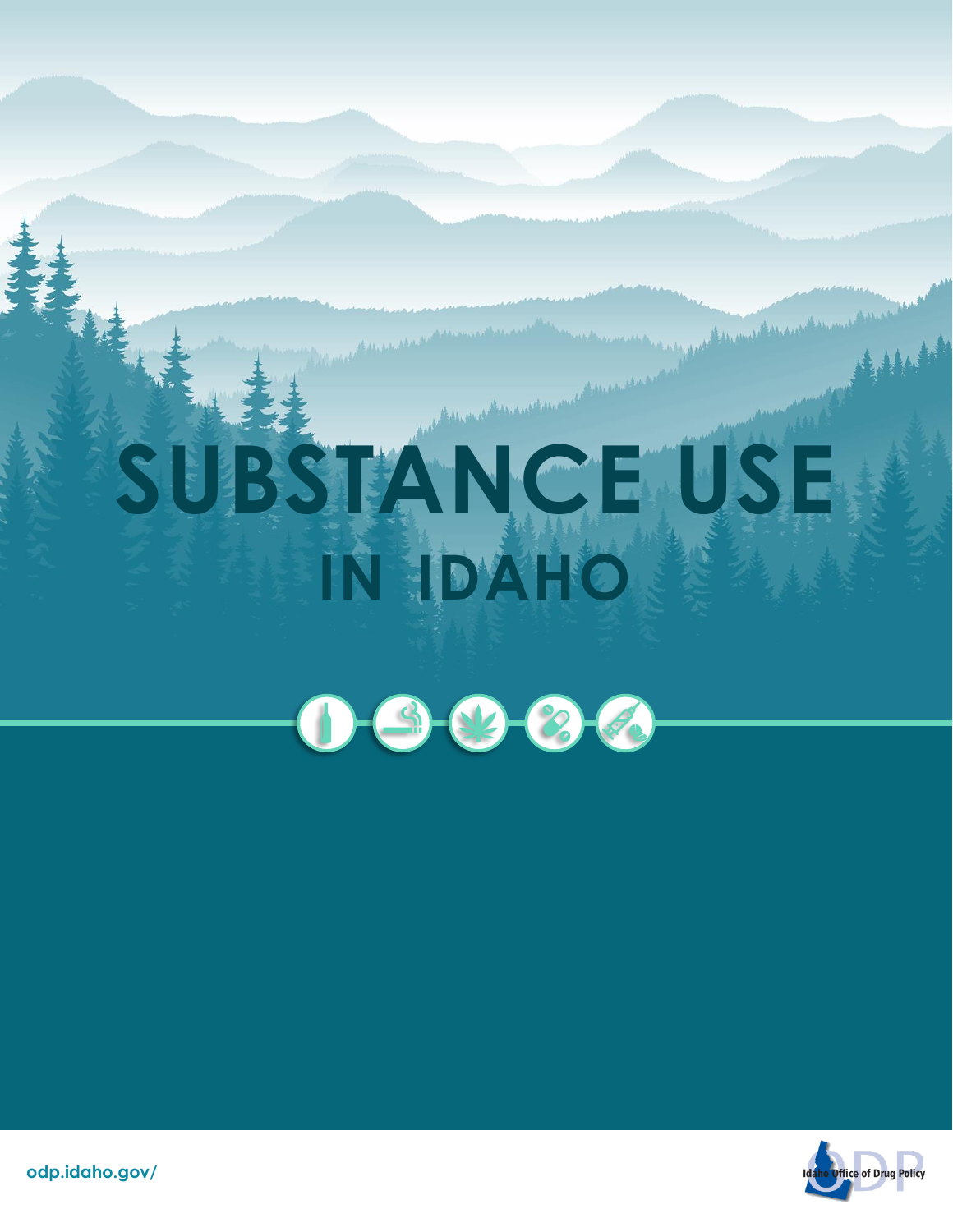# SUBSTANCE USE

## IN IDAHO

odp.idaho.gov/

Idaho Office of Drug Policy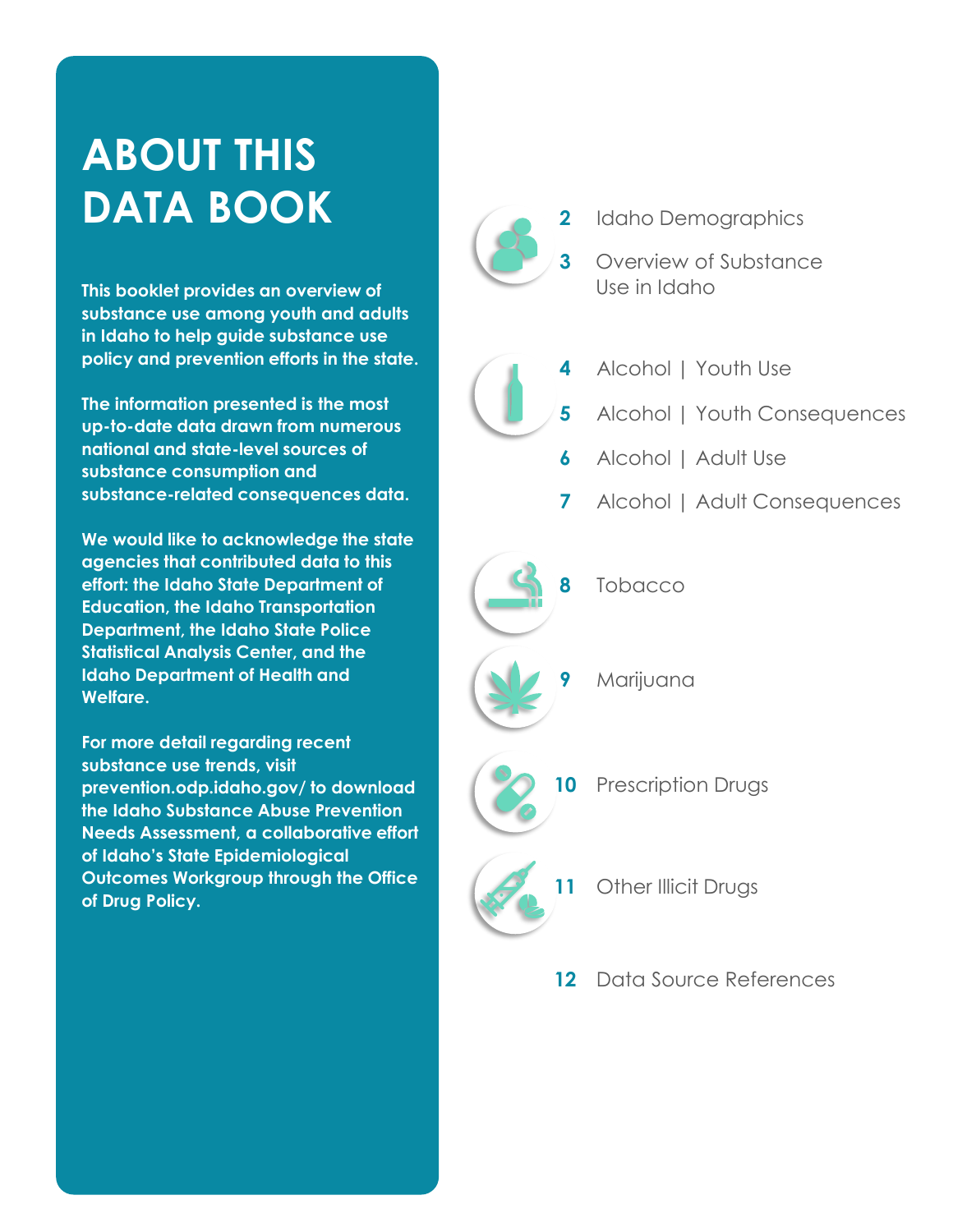# ABOUT THIS DATA BOOK

**This booklet provides an overview of substance use among youth and adults in Idaho to help guide substance use policy and prevention efforts in the state.**

**The information presented is the most up-to-date data drawn from numerous national and state-level sources of substance consumption and substance-related consequences data.**

**We would like to acknowledge the state agencies that contributed data to this effort: the Idaho State Department of Education, the Idaho Transportation Department, the Idaho State Police Statistical Analysis Center, and the Idaho Department of Health and Welfare.**

**For more detail regarding recent substance use trends, visit prevention.odp.idaho.gov/ to download the Idaho Substance Abuse Prevention Needs Assessment, a collaborative effort of Idaho's State Epidemiological Outcomes Workgroup through the Office of Drug Policy.**

- **2** Idaho Demographics
- **3** Overview of Substance Use in Idaho
- **4** Alcohol | Youth Use
- **5** Alcohol | Youth Consequences
- **6** Alcohol | Adult Use
- **7** Alcohol | Adult Consequences
- **8** Tobacco
- **9** Marijuana
- **10** Prescription Drugs
- **11** Other Illicit Drugs
- **12** Data Source References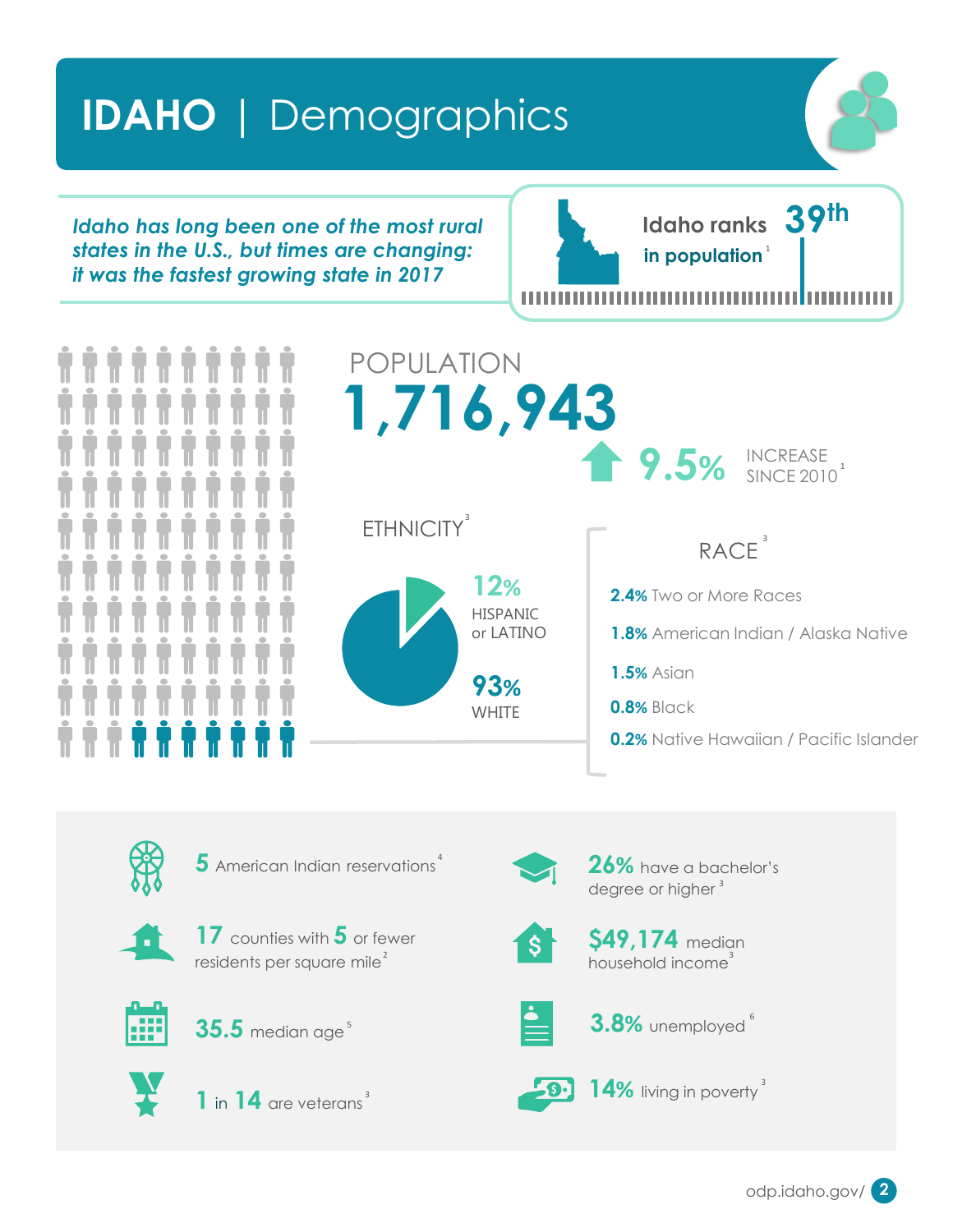# IDAHO | Demographics

*Idaho has long been one of the most rural states in the U.S., but times are changing: it was the fastest growing state in 2017*

**Idaho ranks 39th in population**[1]

## POPULATION

**1,716,943**

**9.5%** INCREASE SINCE 2010[1]

### ETHNICITY[3]

**12%** HISPANIC or LATINO

**93%** WHITE

### RACE[3]

- **2.4%** Two or More Races
- **1.8%** American Indian / Alaska Native
- **1.5%** Asian
- **0.8%** Black
- **0.2%** Native Hawaiian / Pacific Islander

---

- **5** American Indian reservations[4]
- **17** counties with **5** or fewer residents per square mile[2]
- **35.5** median age[5]
- **1** in **14** are veterans[3]
- **26%** have a bachelor's degree or higher[3]
- **$49,174** median household income[3]
- **3.8%** unemployed[6]
- **14%** living in poverty[3]

odp.idaho.gov/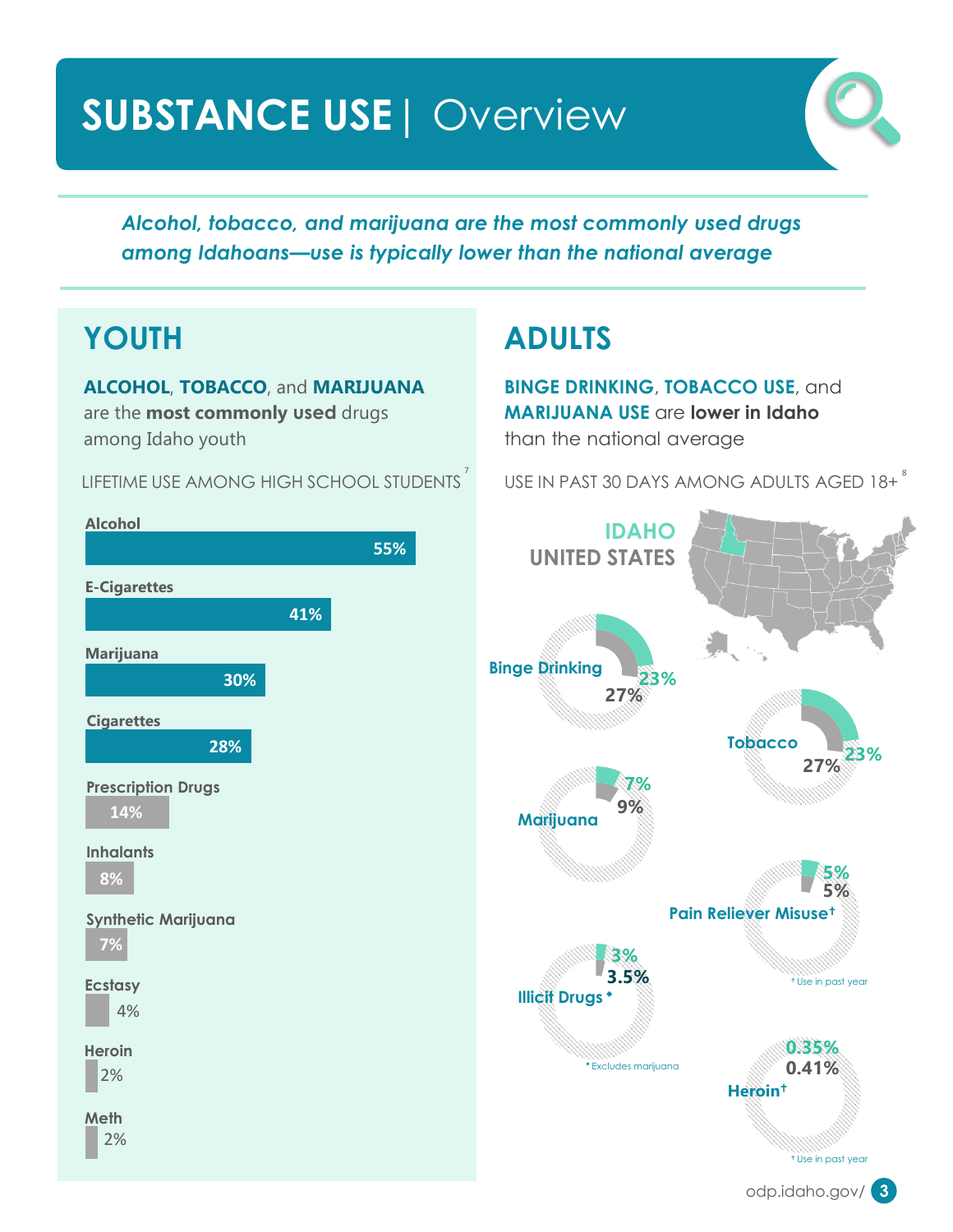# SUBSTANCE USE | Overview

*Alcohol, tobacco, and marijuana are the most commonly used drugs among Idahoans—use is typically lower than the national average*

## YOUTH

**ALCOHOL**, **TOBACCO**, and **MARIJUANA** are the **most commonly used** drugs among Idaho youth

LIFETIME USE AMONG HIGH SCHOOL STUDENTS[7]

| Substance | Percent |
|---|---|
| Alcohol | 55% |
| E-Cigarettes | 41% |
| Marijuana | 30% |
| Cigarettes | 28% |
| Prescription Drugs | 14% |
| Inhalants | 8% |
| Synthetic Marijuana | 7% |
| Ecstasy | 4% |
| Heroin | 2% |
| Meth | 2% |

## ADULTS

**BINGE DRINKING**, **TOBACCO USE**, and **MARIJUANA USE** are **lower in Idaho** than the national average

USE IN PAST 30 DAYS AMONG ADULTS AGED 18+[8]

| Substance | Idaho | United States |
|---|---|---|
| Binge Drinking | 23% | 27% |
| Tobacco | 23% | 27% |
| Marijuana | 7% | 9% |
| Pain Reliever Misuse† | 5% | 5% |
| Illicit Drugs* | 3% | 3.5% |
| Heroin† | 0.35% | 0.41% |

† Use in past year

* Excludes marijuana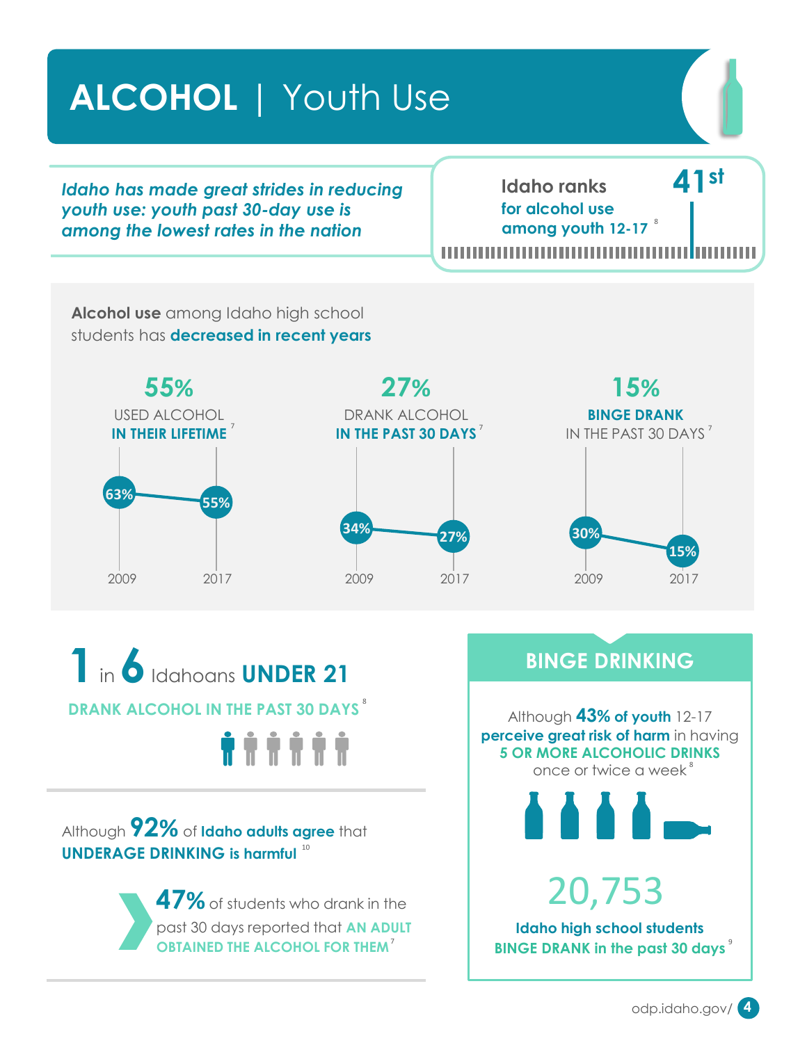# ALCOHOL | Youth Use

*Idaho has made great strides in reducing youth use: youth past 30-day use is among the lowest rates in the nation*

**Idaho ranks 41st for alcohol use among youth 12-17** [8]

**Alcohol use** among Idaho high school students has **decreased in recent years**

**55%** USED ALCOHOL **IN THEIR LIFETIME** [7]

| | 2009 | 2017 |
|---|---|---|
| Used alcohol in their lifetime | 63% | 55% |
| Drank alcohol in the past 30 days | 34% | 27% |
| Binge drank in the past 30 days | 30% | 15% |

**27%** DRANK ALCOHOL **IN THE PAST 30 DAYS** [7]

**15%** **BINGE DRANK** IN THE PAST 30 DAYS [7]

**1** in **6** Idahoans **UNDER 21**

**DRANK ALCOHOL IN THE PAST 30 DAYS** [8]

Although **92%** of **Idaho adults agree** that **UNDERAGE DRINKING is harmful** [10]

**47%** of students who drank in the past 30 days reported that **AN ADULT OBTAINED THE ALCOHOL FOR THEM** [7]

## BINGE DRINKING

Although **43% of youth** 12-17 **perceive great risk of harm** in having **5 OR MORE ALCOHOLIC DRINKS** once or twice a week [8]

**20,753**

**Idaho high school students BINGE DRANK in the past 30 days** [9]

odp.idaho.gov/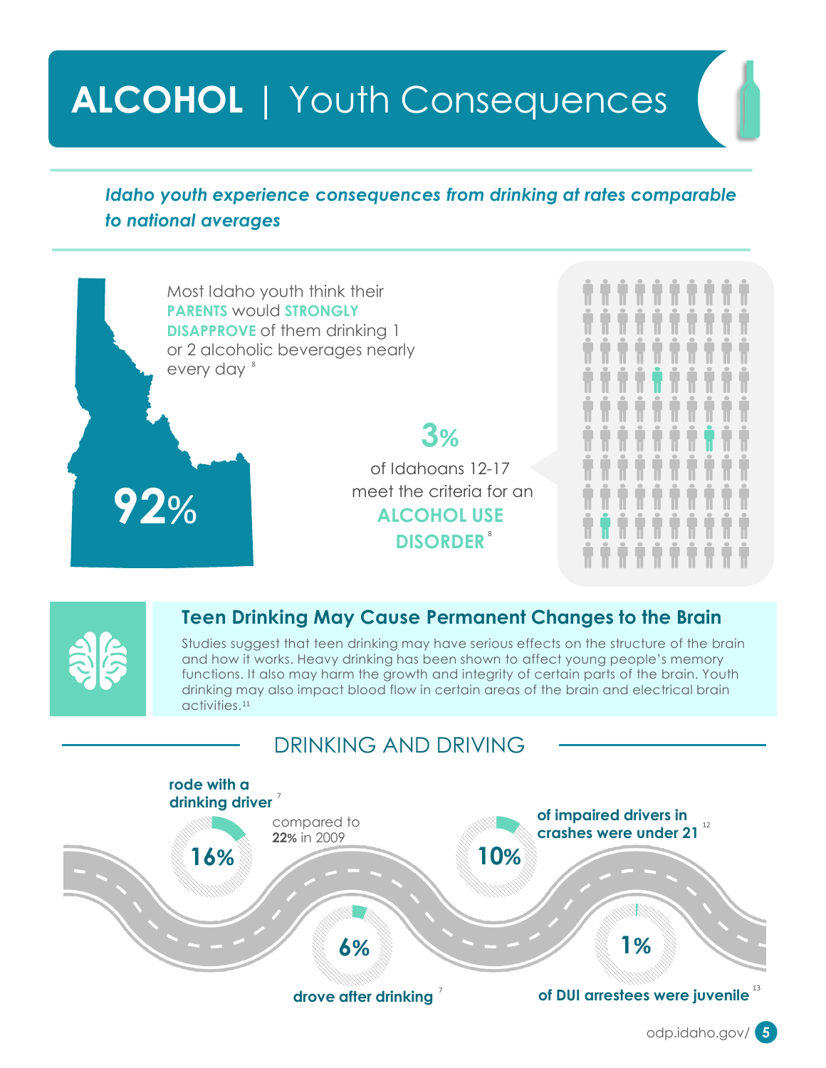# ALCOHOL | Youth Consequences

*Idaho youth experience consequences from drinking at rates comparable to national averages*

Most Idaho youth think their **PARENTS** would **STRONGLY DISAPPROVE** of them drinking 1 or 2 alcoholic beverages nearly every day [8]

**92%**

**3%** of Idahoans 12-17 meet the criteria for an **ALCOHOL USE DISORDER** [8]

## Teen Drinking May Cause Permanent Changes to the Brain

Studies suggest that teen drinking may have serious effects on the structure of the brain and how it works. Heavy drinking has been shown to affect young people's memory functions. It also may harm the growth and integrity of certain parts of the brain. Youth drinking may also impact blood flow in certain areas of the brain and electrical brain activities.[11]

## DRINKING AND DRIVING

**16%** **rode with a drinking driver** [7] compared to **22%** in 2009

**6%** **drove after drinking** [7]

**10%** **of impaired drivers in crashes were under 21** [12]

**1%** **of DUI arrestees were juvenile** [13]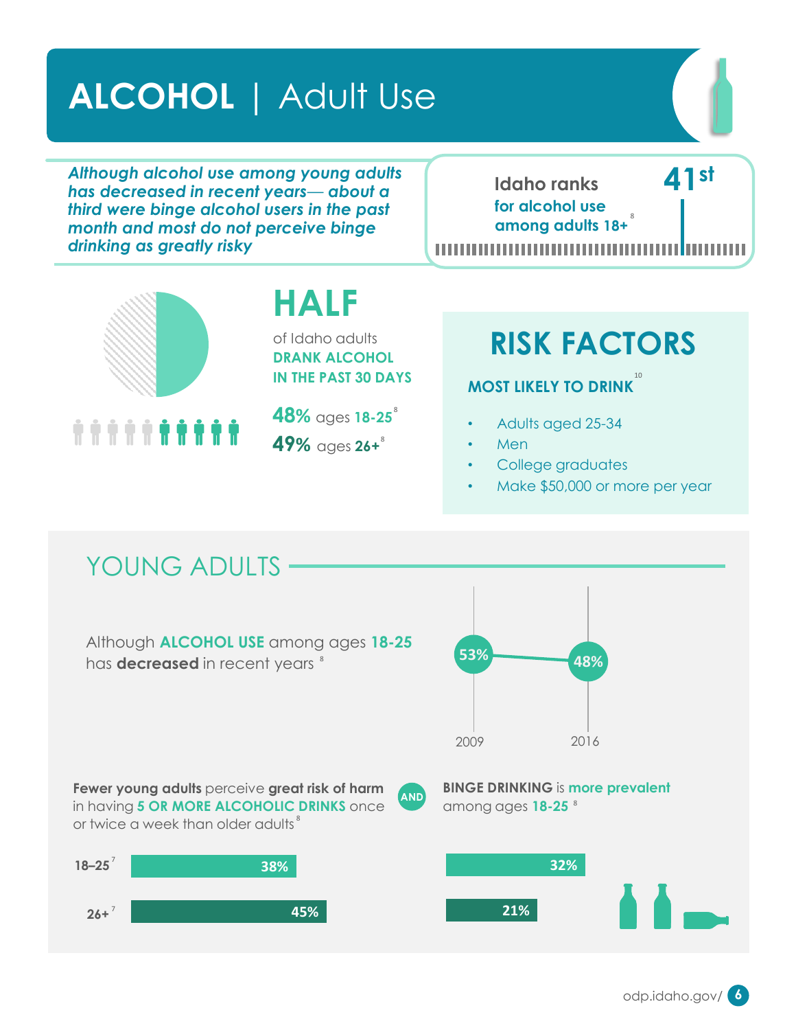# ALCOHOL | Adult Use

*Although alcohol use among young adults has decreased in recent years— about a third were binge alcohol users in the past month and most do not perceive binge drinking as greatly risky*

**Idaho ranks 41st for alcohol use among adults 18+**[8]

## HALF

of Idaho adults **DRANK ALCOHOL IN THE PAST 30 DAYS**

**48%** ages **18-25**[8]

**49%** ages **26+**[8]

## RISK FACTORS

**MOST LIKELY TO DRINK**[10]

- Adults aged 25-34
- Men
- College graduates
- Make $50,000 or more per year

## YOUNG ADULTS

Although **ALCOHOL USE** among ages **18-25** has **decreased** in recent years[8]

| Year | Alcohol use, ages 18-25 |
|---|---|
| 2009 | 53% |
| 2016 | 48% |

**Fewer young adults** perceive **great risk of harm** in having **5 OR MORE ALCOHOLIC DRINKS** once or twice a week than older adults[8]

| Age | Perceive great risk |
|---|---|
| 18–25[7] | 38% |
| 26+[7] | 45% |

**AND**

**BINGE DRINKING** is **more prevalent** among ages **18-25**[8]

| Age | Binge drinking |
|---|---|
| 18–25 | 32% |
| 26+ | 21% |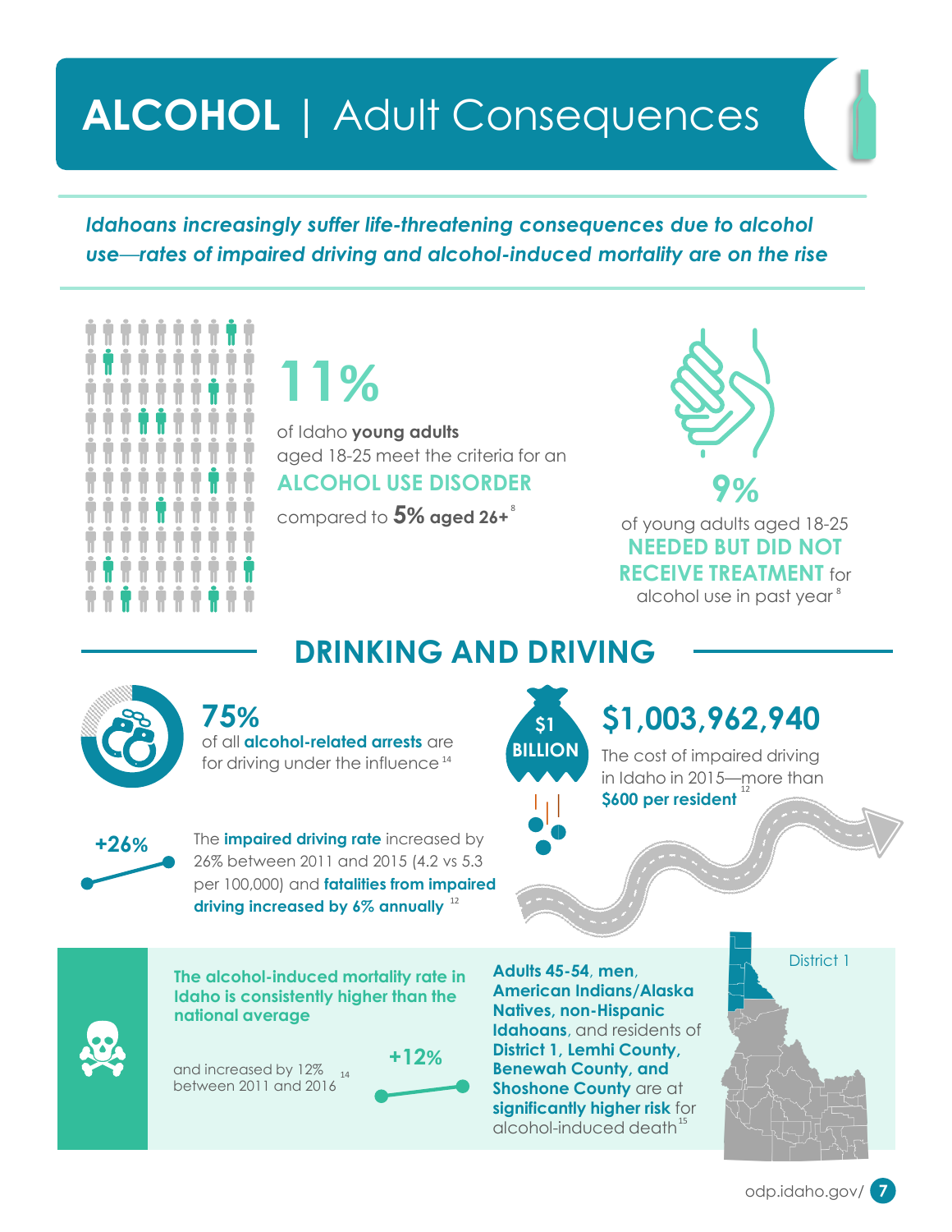# ALCOHOL | Adult Consequences

*Idahoans increasingly suffer life-threatening consequences due to alcohol use—rates of impaired driving and alcohol-induced mortality are on the rise*

**11%**

of Idaho **young adults** aged 18-25 meet the criteria for an **ALCOHOL USE DISORDER** compared to **5% aged 26+**[8]

**9%**

of young adults aged 18-25 **NEEDED BUT DID NOT RECEIVE TREATMENT** for alcohol use in past year[8]

## DRINKING AND DRIVING

**75%**

of all **alcohol-related arrests** are for driving under the influence[14]

**$1 BILLION**

**$1,003,962,940**

The cost of impaired driving in Idaho in 2015—more than **$600 per resident**[12]

**+26%**

The **impaired driving rate** increased by 26% between 2011 and 2015 (4.2 vs 5.3 per 100,000) and **fatalities from impaired driving increased by 6% annually**[12]

**The alcohol-induced mortality rate in Idaho is consistently higher than the national average**

and increased by 12% between 2011 and 2016[14]

**+12%**

**Adults 45-54**, **men**, **American Indians/Alaska Natives, non-Hispanic Idahoans**, and residents of **District 1, Lemhi County, Benewah County, and Shoshone County** are at **significantly higher risk** for alcohol-induced death[15]

District 1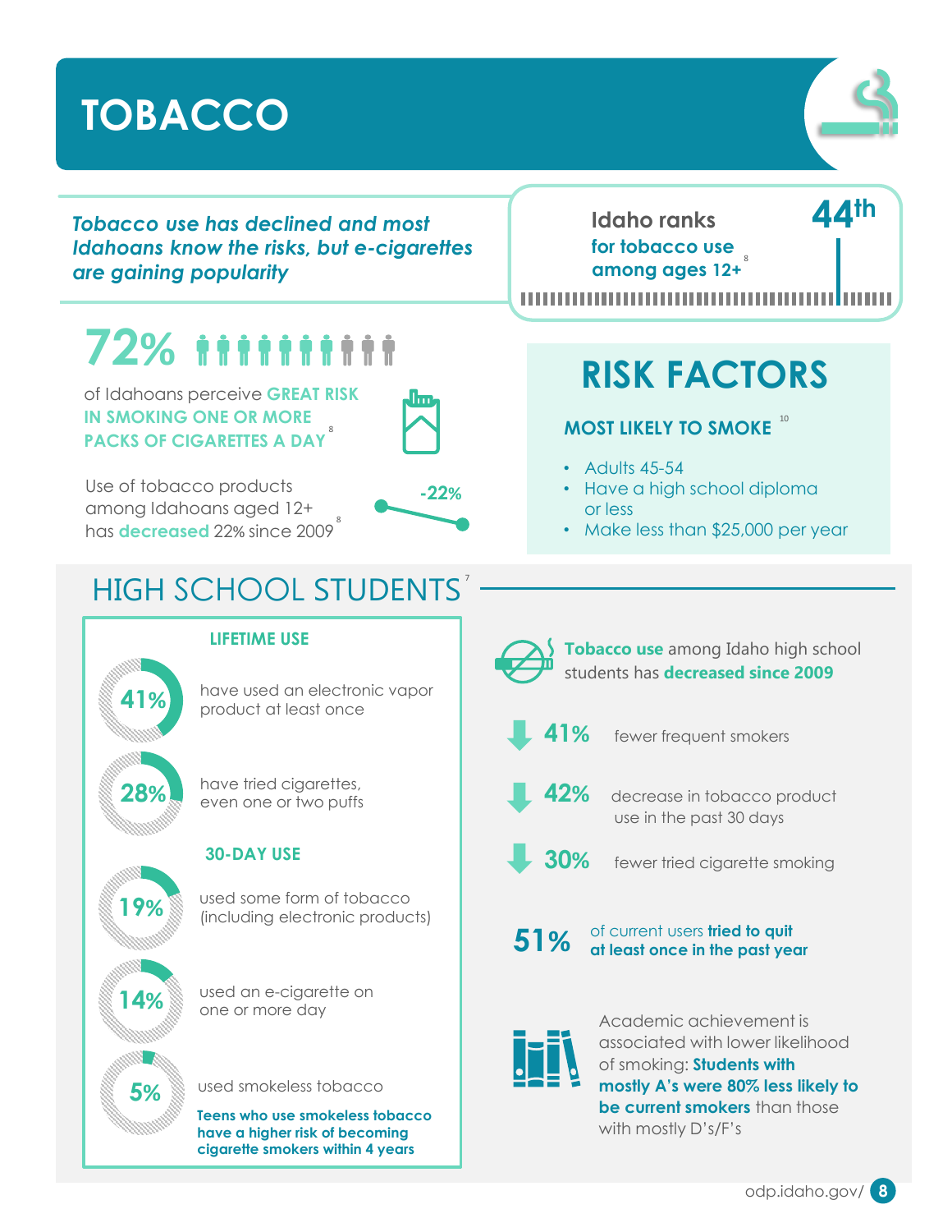# TOBACCO

*Tobacco use has declined and most Idahoans know the risks, but e-cigarettes are gaining popularity*

Idaho ranks **44th** for tobacco use among ages 12+[8]

**72%** of Idahoans perceive **GREAT RISK IN SMOKING ONE OR MORE PACKS OF CIGARETTES A DAY**[8]

Use of tobacco products among Idahoans aged 12+ has **decreased** 22% since 2009[8]

**-22%**

## RISK FACTORS

### MOST LIKELY TO SMOKE[10]

- Adults 45-54
- Have a high school diploma or less
- Make less than $25,000 per year

## HIGH SCHOOL STUDENTS[7]

### LIFETIME USE

- **41%** have used an electronic vapor product at least once
- **28%** have tried cigarettes, even one or two puffs

### 30-DAY USE

- **19%** used some form of tobacco (including electronic products)
- **14%** used an e-cigarette on one or more day
- **5%** used smokeless tobacco

**Teens who use smokeless tobacco have a higher risk of becoming cigarette smokers within 4 years**

**Tobacco use** among Idaho high school students has **decreased since 2009**

- **41%** fewer frequent smokers
- **42%** decrease in tobacco product use in the past 30 days
- **30%** fewer tried cigarette smoking

**51%** of current users **tried to quit at least once in the past year**

Academic achievement is associated with lower likelihood of smoking: **Students with mostly A's were 80% less likely to be current smokers** than those with mostly D's/F's

odp.idaho.gov/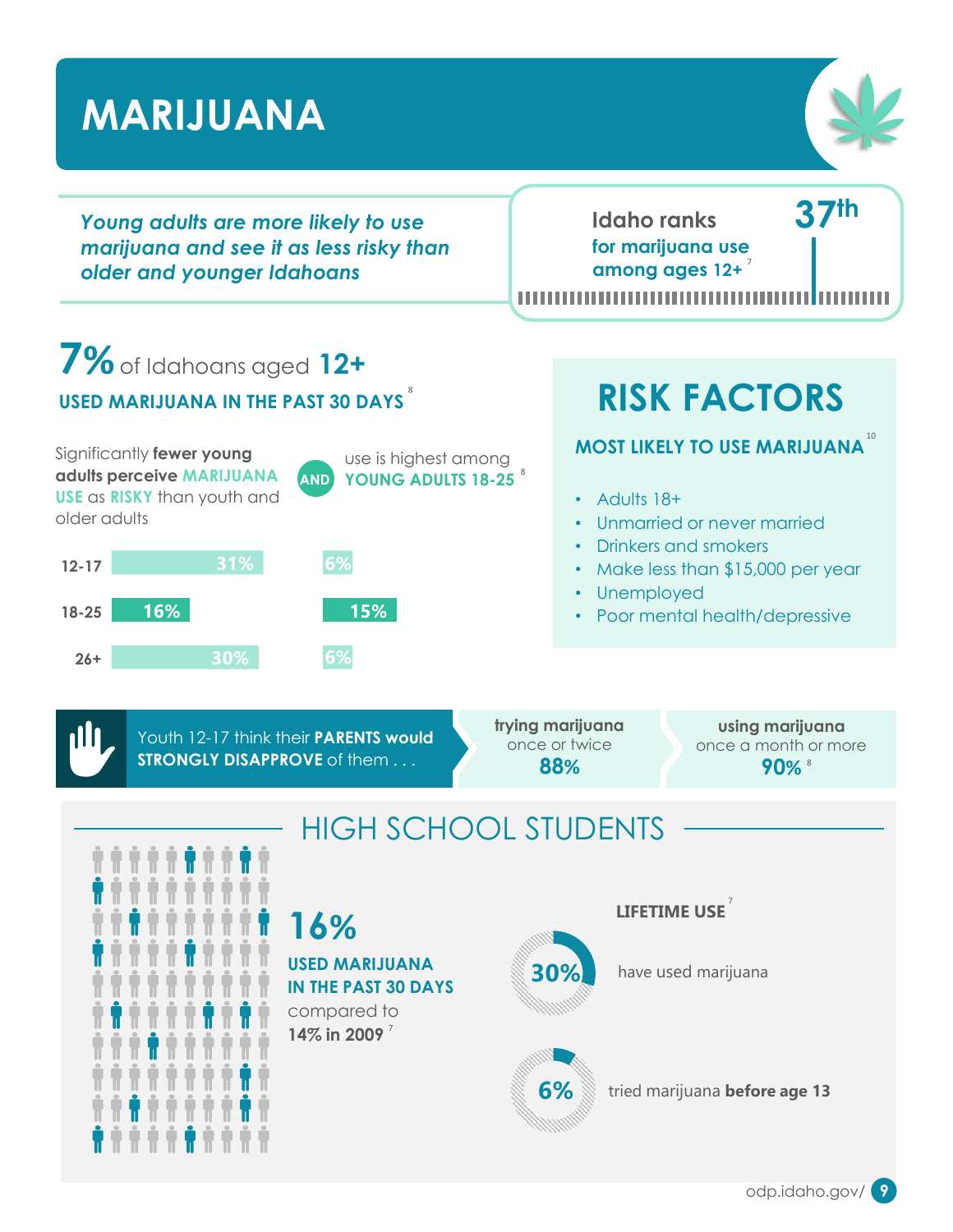# MARIJUANA

*Young adults are more likely to use marijuana and see it as less risky than older and younger Idahoans*

**Idaho ranks 37th for marijuana use among ages 12+** [7]

**7%** of Idahoans aged **12+**
**USED MARIJUANA IN THE PAST 30 DAYS** [8]

Significantly **fewer young adults perceive MARIJUANA USE as RISKY** than youth and older adults

**AND**

use is highest among **YOUNG ADULTS 18-25** [8]

| Age | Perceive marijuana use as risky | Marijuana use |
|---|---|---|
| 12-17 | 31% | 6% |
| 18-25 | 16% | 15% |
| 26+ | 30% | 6% |

## RISK FACTORS

**MOST LIKELY TO USE MARIJUANA** [10]

- Adults 18+
- Unmarried or never married
- Drinkers and smokers
- Make less than $15,000 per year
- Unemployed
- Poor mental health/depressive

Youth 12-17 think their **PARENTS would STRONGLY DISAPPROVE** of them . . .

- **trying marijuana** once or twice **88%**
- **using marijuana** once a month or more **90%** [8]

## HIGH SCHOOL STUDENTS

**16%**
**USED MARIJUANA IN THE PAST 30 DAYS**
compared to
**14% in 2009** [7]

**LIFETIME USE** [7]

- **30%** have used marijuana
- **6%** tried marijuana **before age 13**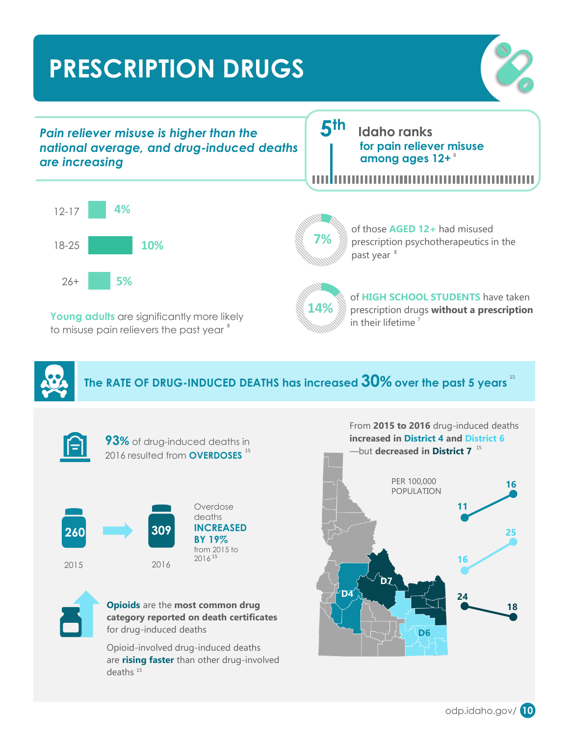# PRESCRIPTION DRUGS

*Pain reliever misuse is higher than the national average, and drug-induced deaths are increasing*

**5th** Idaho ranks **for pain reliever misuse among ages 12+** [8]

| Age | Pain reliever misuse |
|---|---|
| 12-17 | 4% |
| 18-25 | 10% |
| 26+ | 5% |

**Young adults** are significantly more likely to misuse pain relievers the past year [8]

**7%** of those **AGED 12+** had misused prescription psychotherapeutics in the past year [8]

**14%** of **HIGH SCHOOL STUDENTS** have taken prescription drugs **without a prescription** in their lifetime [7]

## The RATE OF DRUG-INDUCED DEATHS has increased 30% over the past 5 years [15]

**93%** of drug-induced deaths in 2016 resulted from **OVERDOSES** [15]

| 2015 | 2016 |
|---|---|
| 260 | 309 |

Overdose deaths **INCREASED BY 19%** from 2015 to 2016 [15]

**Opioids** are the **most common drug category reported on death certificates** for drug-induced deaths

Opioid-involved drug-induced deaths are **rising faster** than other drug-involved deaths [15]

From **2015 to 2016** drug-induced deaths **increased in District 4 and District 6** —but **decreased in District 7** [15]

PER 100,000 POPULATION

| District | 2015 | 2016 |
|---|---|---|
| District 4 | 11 | 16 |
| District 6 | 16 | 25 |
| District 7 | 24 | 18 |

odp.idaho.gov/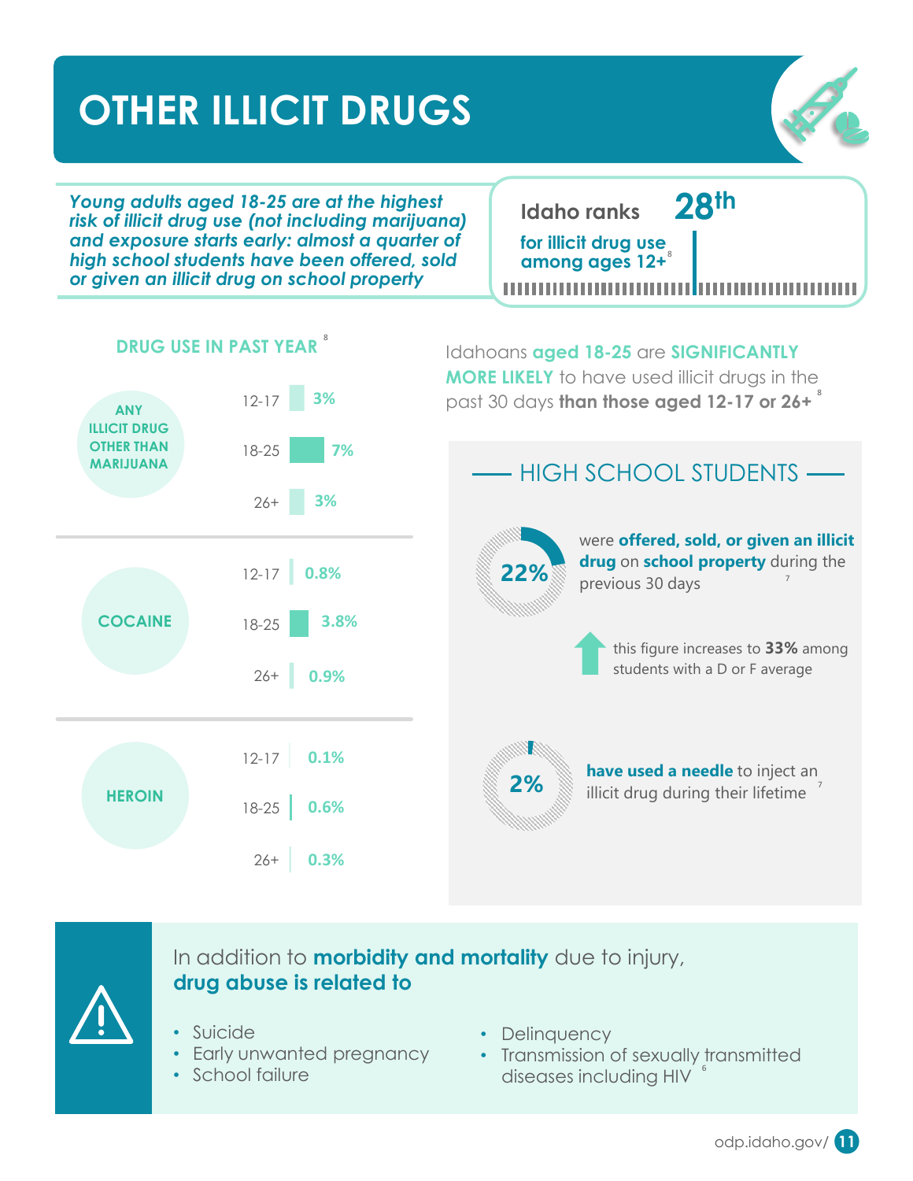# OTHER ILLICIT DRUGS

*Young adults aged 18-25 are at the highest risk of illicit drug use (not including marijuana) and exposure starts early: almost a quarter of high school students have been offered, sold or given an illicit drug on school property*

Idaho ranks **28th** for illicit drug use among ages 12+[8]

## DRUG USE IN PAST YEAR[8]

| Drug | Age | % |
|---|---|---|
| ANY ILLICIT DRUG OTHER THAN MARIJUANA | 12-17 | 3% |
| | 18-25 | 7% |
| | 26+ | 3% |
| COCAINE | 12-17 | 0.8% |
| | 18-25 | 3.8% |
| | 26+ | 0.9% |
| HEROIN | 12-17 | 0.1% |
| | 18-25 | 0.6% |
| | 26+ | 0.3% |

Idahoans **aged 18-25** are **SIGNIFICANTLY MORE LIKELY** to have used illicit drugs in the past 30 days **than those aged 12-17 or 26+**[8]

## HIGH SCHOOL STUDENTS

**22%** were **offered, sold, or given an illicit drug** on **school property** during the previous 30 days[7]

this figure increases to **33%** among students with a D or F average

**2%** **have used a needle** to inject an illicit drug during their lifetime[7]

In addition to **morbidity and mortality** due to injury, **drug abuse is related to**

- Suicide
- Early unwanted pregnancy
- School failure
- Delinquency
- Transmission of sexually transmitted diseases including HIV[6]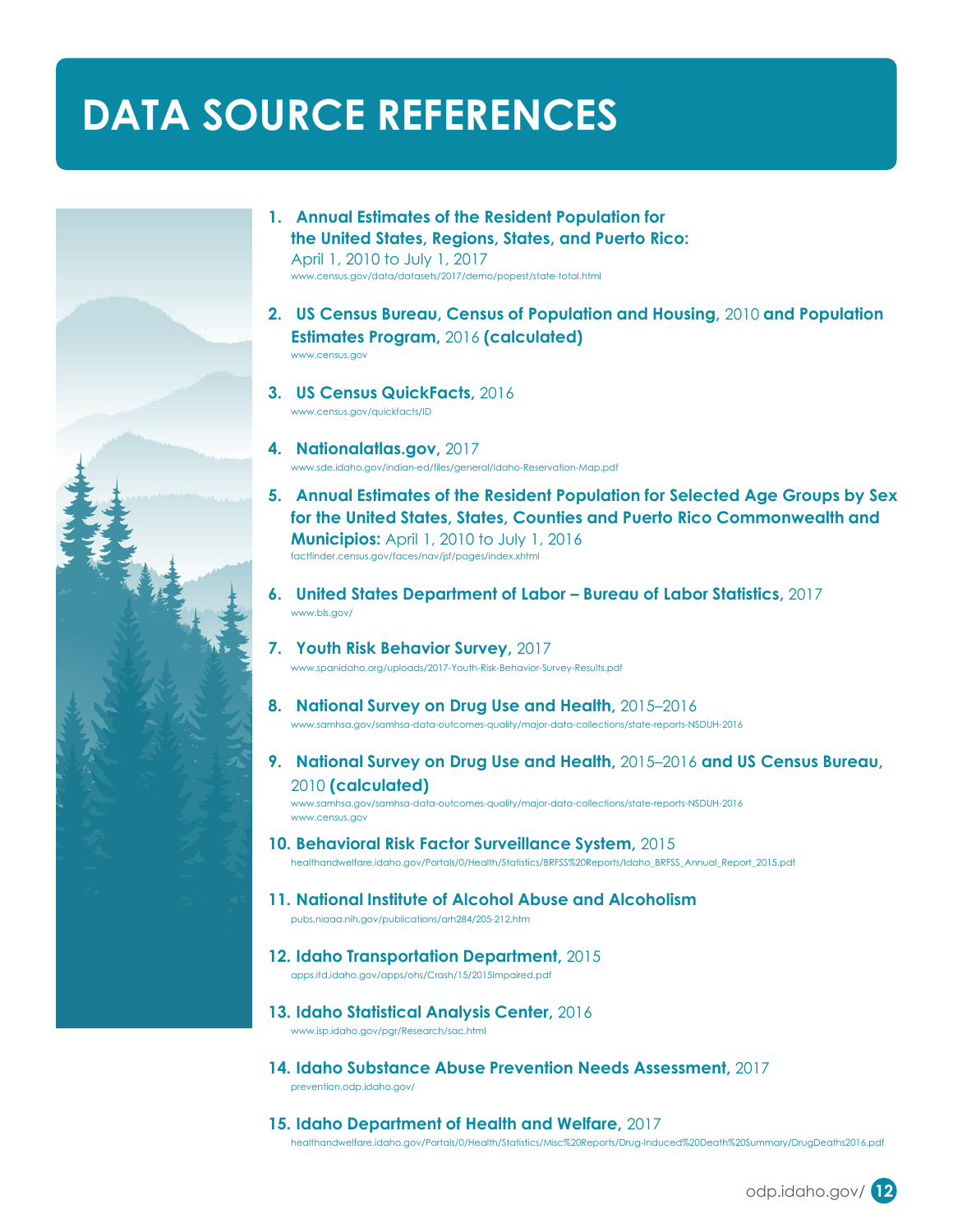# DATA SOURCE REFERENCES

1. **Annual Estimates of the Resident Population for the United States, Regions, States, and Puerto Rico:** April 1, 2010 to July 1, 2017
   www.census.gov/data/datasets/2017/demo/popest/state-total.html

2. **US Census Bureau, Census of Population and Housing,** 2010 **and Population Estimates Program,** 2016 **(calculated)**
   www.census.gov

3. **US Census QuickFacts,** 2016
   www.census.gov/quickfacts/ID

4. **Nationalatlas.gov,** 2017
   www.sde.idaho.gov/indian-ed/files/general/Idaho-Reservation-Map.pdf

5. **Annual Estimates of the Resident Population for Selected Age Groups by Sex for the United States, States, Counties and Puerto Rico Commonwealth and Municipios:** April 1, 2010 to July 1, 2016
   factfinder.census.gov/faces/nav/jsf/pages/index.xhtml

6. **United States Department of Labor – Bureau of Labor Statistics,** 2017
   www.bls.gov/

7. **Youth Risk Behavior Survey,** 2017
   www.spanidaho.org/uploads/2017-Youth-Risk-Behavior-Survey-Results.pdf

8. **National Survey on Drug Use and Health,** 2015–2016
   www.samhsa.gov/samhsa-data-outcomes-quality/major-data-collections/state-reports-NSDUH-2016

9. **National Survey on Drug Use and Health,** 2015–2016 **and US Census Bureau,** 2010 **(calculated)**
   www.samhsa.gov/samhsa-data-outcomes-quality/major-data-collections/state-reports-NSDUH-2016
   www.census.gov

10. **Behavioral Risk Factor Surveillance System,** 2015
    healthandwelfare.idaho.gov/Portals/0/Health/Statistics/BRFSS%20Reports/Idaho_BRFSS_Annual_Report_2015.pdf

11. **National Institute of Alcohol Abuse and Alcoholism**
    pubs.niaaa.nih.gov/publications/arh284/205-212.htm

12. **Idaho Transportation Department,** 2015
    apps.itd.idaho.gov/apps/ohs/Crash/15/2015Impaired.pdf

13. **Idaho Statistical Analysis Center,** 2016
    www.isp.idaho.gov/pgr/Research/sac.html

14. **Idaho Substance Abuse Prevention Needs Assessment,** 2017
    prevention.odp.idaho.gov/

15. **Idaho Department of Health and Welfare,** 2017
    healthandwelfare.idaho.gov/Portals/0/Health/Statistics/Misc%20Reports/Drug-Induced%20Death%20Summary/DrugDeaths2016.pdf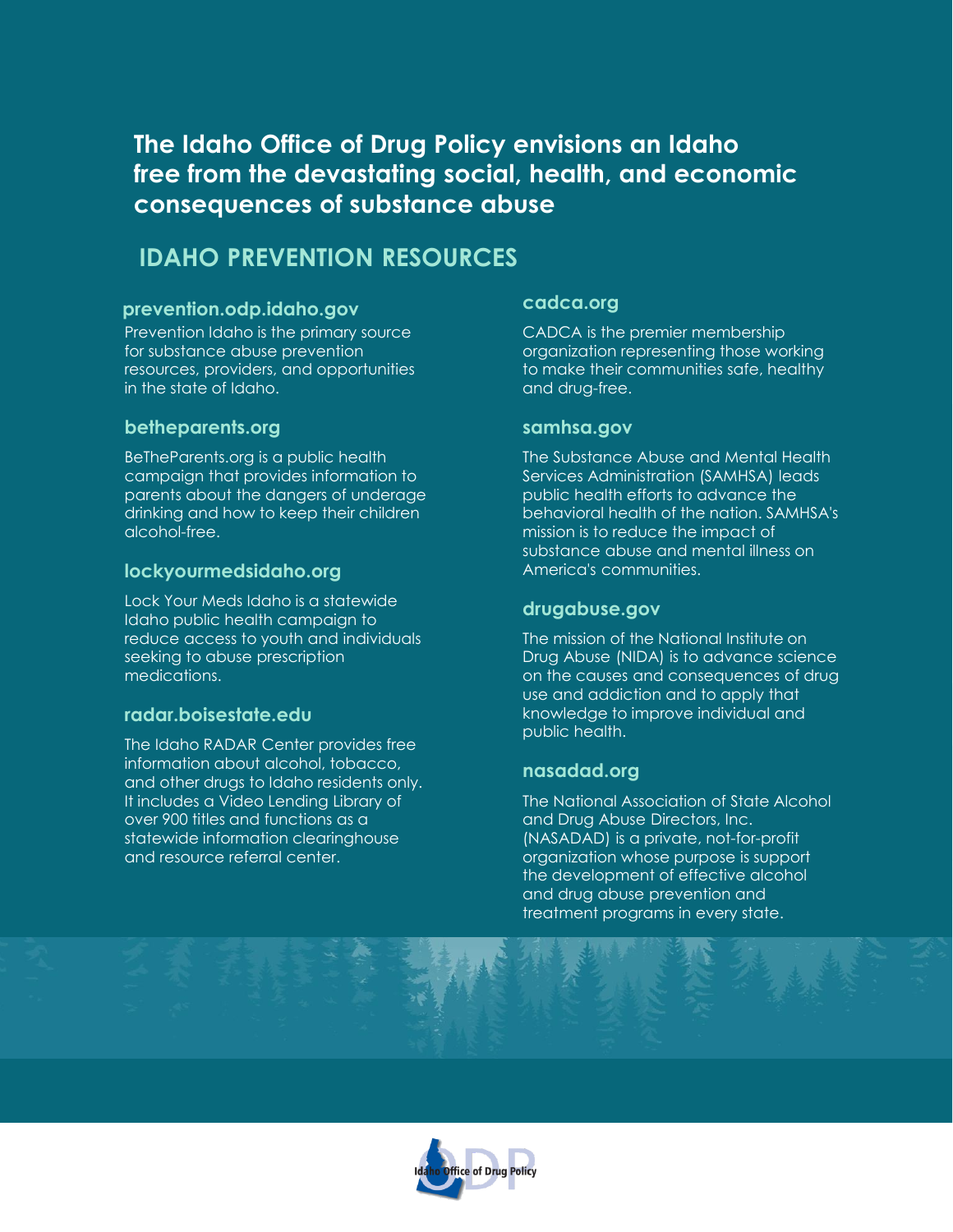# The Idaho Office of Drug Policy envisions an Idaho free from the devastating social, health, and economic consequences of substance abuse

## IDAHO PREVENTION RESOURCES

### prevention.odp.idaho.gov

Prevention Idaho is the primary source for substance abuse prevention resources, providers, and opportunities in the state of Idaho.

### betheparents.org

BeTheParents.org is a public health campaign that provides information to parents about the dangers of underage drinking and how to keep their children alcohol-free.

### lockyourmedsidaho.org

Lock Your Meds Idaho is a statewide Idaho public health campaign to reduce access to youth and individuals seeking to abuse prescription medications.

### radar.boisestate.edu

The Idaho RADAR Center provides free information about alcohol, tobacco, and other drugs to Idaho residents only. It includes a Video Lending Library of over 900 titles and functions as a statewide information clearinghouse and resource referral center.

### cadca.org

CADCA is the premier membership organization representing those working to make their communities safe, healthy and drug-free.

### samhsa.gov

The Substance Abuse and Mental Health Services Administration (SAMHSA) leads public health efforts to advance the behavioral health of the nation. SAMHSA's mission is to reduce the impact of substance abuse and mental illness on America's communities.

### drugabuse.gov

The mission of the National Institute on Drug Abuse (NIDA) is to advance science on the causes and consequences of drug use and addiction and to apply that knowledge to improve individual and public health.

### nasadad.org

The National Association of State Alcohol and Drug Abuse Directors, Inc. (NASADAD) is a private, not-for-profit organization whose purpose is support the development of effective alcohol and drug abuse prevention and treatment programs in every state.

Idaho Office of Drug Policy